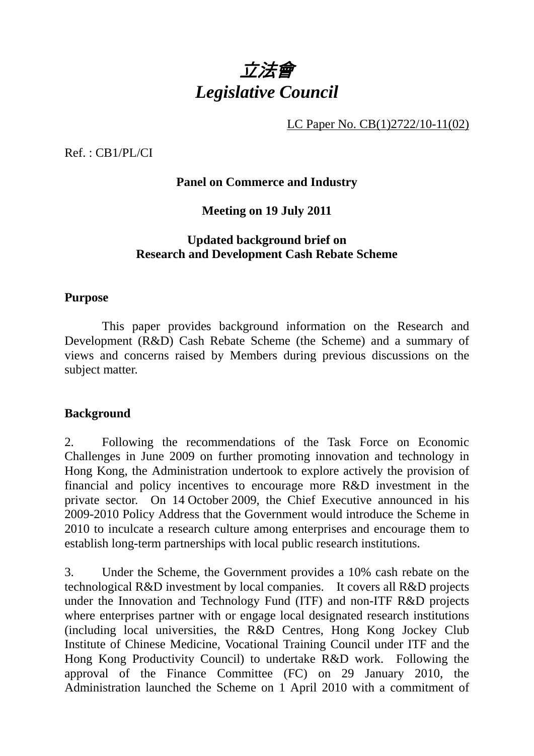# *立法會*
# *Legislative Council*

LC Paper No. CB(1)2722/10-11(02)

Ref. : CB1/PL/CI

**Panel on Commerce and Industry**

**Meeting on 19 July 2011**

**Updated background brief on**
**Research and Development Cash Rebate Scheme**

## Purpose

This paper provides background information on the Research and Development (R&D) Cash Rebate Scheme (the Scheme) and a summary of views and concerns raised by Members during previous discussions on the subject matter.

## Background

2. Following the recommendations of the Task Force on Economic Challenges in June 2009 on further promoting innovation and technology in Hong Kong, the Administration undertook to explore actively the provision of financial and policy incentives to encourage more R&D investment in the private sector. On 14 October 2009, the Chief Executive announced in his 2009-2010 Policy Address that the Government would introduce the Scheme in 2010 to inculcate a research culture among enterprises and encourage them to establish long-term partnerships with local public research institutions.

3. Under the Scheme, the Government provides a 10% cash rebate on the technological R&D investment by local companies. It covers all R&D projects under the Innovation and Technology Fund (ITF) and non-ITF R&D projects where enterprises partner with or engage local designated research institutions (including local universities, the R&D Centres, Hong Kong Jockey Club Institute of Chinese Medicine, Vocational Training Council under ITF and the Hong Kong Productivity Council) to undertake R&D work. Following the approval of the Finance Committee (FC) on 29 January 2010, the Administration launched the Scheme on 1 April 2010 with a commitment of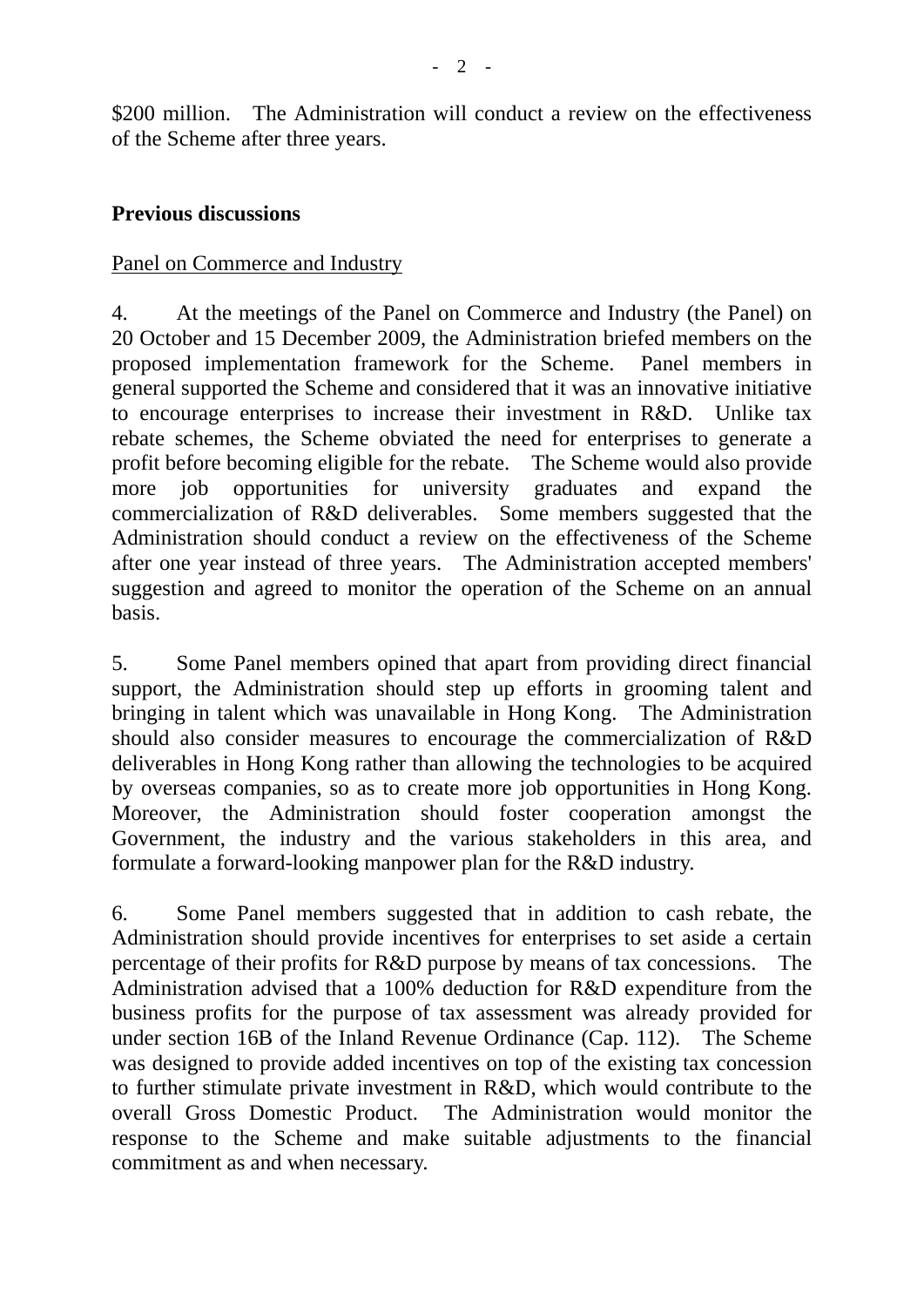$200 million. The Administration will conduct a review on the effectiveness of the Scheme after three years.

## Previous discussions

<u>Panel on Commerce and Industry</u>

4. At the meetings of the Panel on Commerce and Industry (the Panel) on 20 October and 15 December 2009, the Administration briefed members on the proposed implementation framework for the Scheme. Panel members in general supported the Scheme and considered that it was an innovative initiative to encourage enterprises to increase their investment in R&D. Unlike tax rebate schemes, the Scheme obviated the need for enterprises to generate a profit before becoming eligible for the rebate. The Scheme would also provide more job opportunities for university graduates and expand the commercialization of R&D deliverables. Some members suggested that the Administration should conduct a review on the effectiveness of the Scheme after one year instead of three years. The Administration accepted members' suggestion and agreed to monitor the operation of the Scheme on an annual basis.

5. Some Panel members opined that apart from providing direct financial support, the Administration should step up efforts in grooming talent and bringing in talent which was unavailable in Hong Kong. The Administration should also consider measures to encourage the commercialization of R&D deliverables in Hong Kong rather than allowing the technologies to be acquired by overseas companies, so as to create more job opportunities in Hong Kong. Moreover, the Administration should foster cooperation amongst the Government, the industry and the various stakeholders in this area, and formulate a forward-looking manpower plan for the R&D industry.

6. Some Panel members suggested that in addition to cash rebate, the Administration should provide incentives for enterprises to set aside a certain percentage of their profits for R&D purpose by means of tax concessions. The Administration advised that a 100% deduction for R&D expenditure from the business profits for the purpose of tax assessment was already provided for under section 16B of the Inland Revenue Ordinance (Cap. 112). The Scheme was designed to provide added incentives on top of the existing tax concession to further stimulate private investment in R&D, which would contribute to the overall Gross Domestic Product. The Administration would monitor the response to the Scheme and make suitable adjustments to the financial commitment as and when necessary.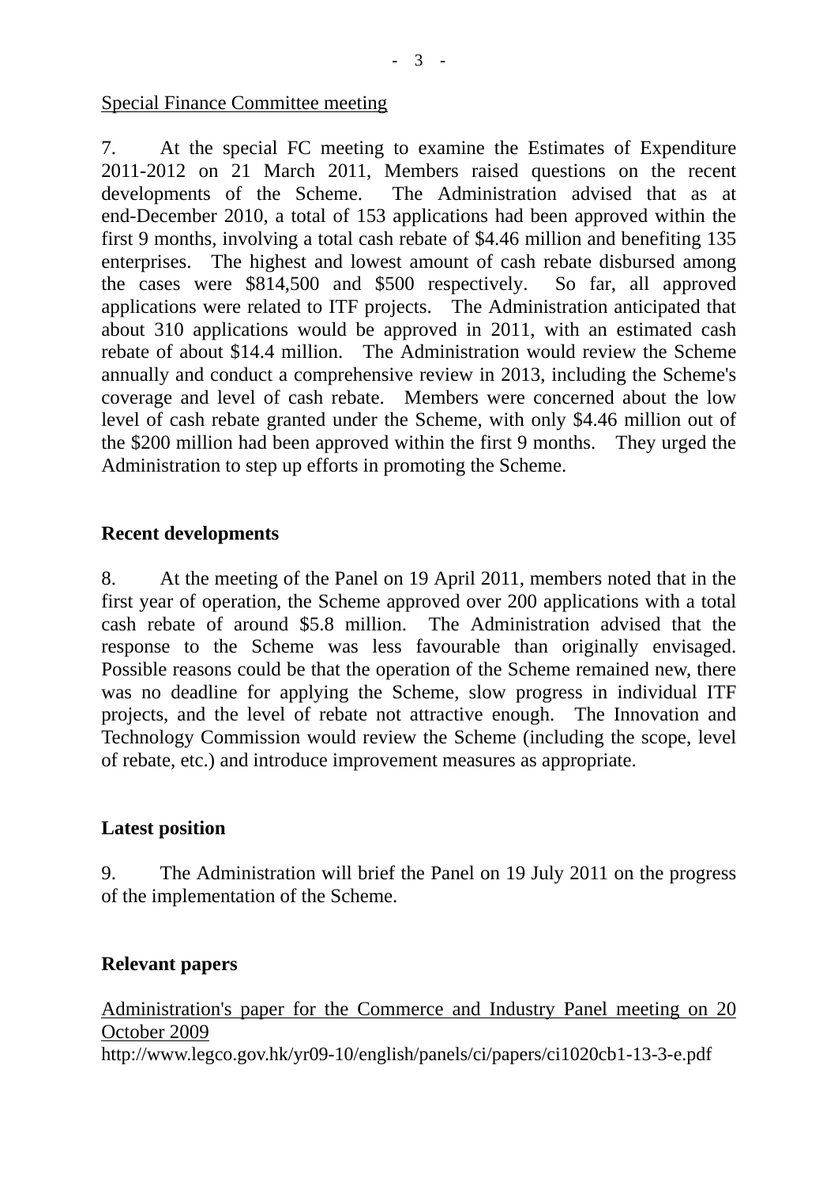Special Finance Committee meeting

7. At the special FC meeting to examine the Estimates of Expenditure 2011-2012 on 21 March 2011, Members raised questions on the recent developments of the Scheme. The Administration advised that as at end-December 2010, a total of 153 applications had been approved within the first 9 months, involving a total cash rebate of $4.46 million and benefiting 135 enterprises. The highest and lowest amount of cash rebate disbursed among the cases were $814,500 and $500 respectively. So far, all approved applications were related to ITF projects. The Administration anticipated that about 310 applications would be approved in 2011, with an estimated cash rebate of about $14.4 million. The Administration would review the Scheme annually and conduct a comprehensive review in 2013, including the Scheme's coverage and level of cash rebate. Members were concerned about the low level of cash rebate granted under the Scheme, with only $4.46 million out of the $200 million had been approved within the first 9 months. They urged the Administration to step up efforts in promoting the Scheme.

**Recent developments**

8. At the meeting of the Panel on 19 April 2011, members noted that in the first year of operation, the Scheme approved over 200 applications with a total cash rebate of around $5.8 million. The Administration advised that the response to the Scheme was less favourable than originally envisaged. Possible reasons could be that the operation of the Scheme remained new, there was no deadline for applying the Scheme, slow progress in individual ITF projects, and the level of rebate not attractive enough. The Innovation and Technology Commission would review the Scheme (including the scope, level of rebate, etc.) and introduce improvement measures as appropriate.

**Latest position**

9. The Administration will brief the Panel on 19 July 2011 on the progress of the implementation of the Scheme.

**Relevant papers**

Administration's paper for the Commerce and Industry Panel meeting on 20 October 2009
http://www.legco.gov.hk/yr09-10/english/panels/ci/papers/ci1020cb1-13-3-e.pdf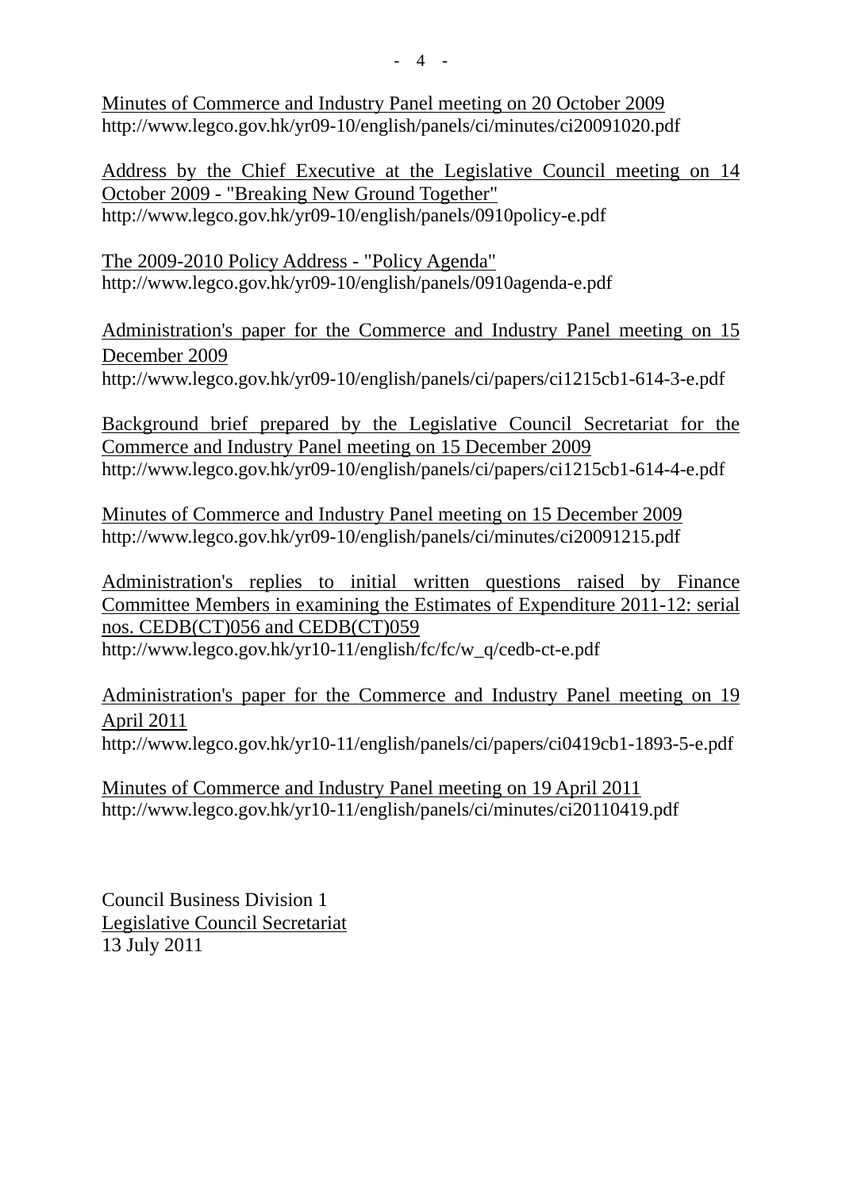Minutes of Commerce and Industry Panel meeting on 20 October 2009
http://www.legco.gov.hk/yr09-10/english/panels/ci/minutes/ci20091020.pdf

Address by the Chief Executive at the Legislative Council meeting on 14 October 2009 - "Breaking New Ground Together"
http://www.legco.gov.hk/yr09-10/english/panels/0910policy-e.pdf

The 2009-2010 Policy Address - "Policy Agenda"
http://www.legco.gov.hk/yr09-10/english/panels/0910agenda-e.pdf

Administration's paper for the Commerce and Industry Panel meeting on 15 December 2009
http://www.legco.gov.hk/yr09-10/english/panels/ci/papers/ci1215cb1-614-3-e.pdf

Background brief prepared by the Legislative Council Secretariat for the Commerce and Industry Panel meeting on 15 December 2009
http://www.legco.gov.hk/yr09-10/english/panels/ci/papers/ci1215cb1-614-4-e.pdf

Minutes of Commerce and Industry Panel meeting on 15 December 2009
http://www.legco.gov.hk/yr09-10/english/panels/ci/minutes/ci20091215.pdf

Administration's replies to initial written questions raised by Finance Committee Members in examining the Estimates of Expenditure 2011-12: serial nos. CEDB(CT)056 and CEDB(CT)059
http://www.legco.gov.hk/yr10-11/english/fc/fc/w_q/cedb-ct-e.pdf

Administration's paper for the Commerce and Industry Panel meeting on 19 April 2011
http://www.legco.gov.hk/yr10-11/english/panels/ci/papers/ci0419cb1-1893-5-e.pdf

Minutes of Commerce and Industry Panel meeting on 19 April 2011
http://www.legco.gov.hk/yr10-11/english/panels/ci/minutes/ci20110419.pdf

Council Business Division 1
Legislative Council Secretariat
13 July 2011